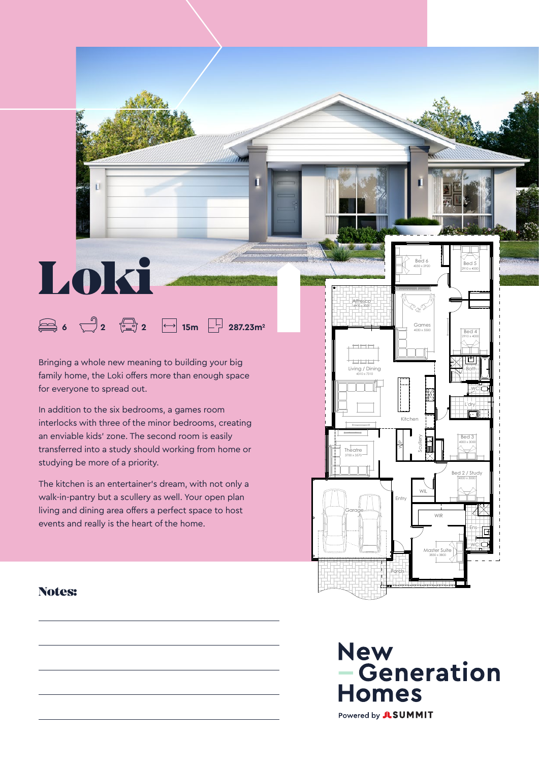# Loki

6 | 2 | 2 | 15m | 287.23m²

Bringing a whole new meaning to building your big family home, the Loki offers more than enough space for everyone to spread out.

In addition to the six bedrooms, a games room interlocks with three of the minor bedrooms, creating an enviable kids' zone. The second room is easily transferred into a study should working from home or studying be more of a priority.

The kitchen is an entertainer's dream, with not only a walk-in-pantry but a scullery as well. Your open plan living and dining area offers a perfect space to host events and really is the heart of the home.

Bed 6 4030 x 2920

Bed 5 2910 x 4000

Alfresco

Games 4030 x 5500

Bed 4 2910 x 4000

Bath

Living / Dining 4310 x 7310

WC

L'dry

Kitchen

Bed 3 4000 x 3000

Theatre 3700 x 5570

WIP

Scullery

Bed 2 / Study 4000 x 3000

WIL

Entry

Garage

WIR

Ens

WC

Master Suite 3830 x 3800

Porch

## Notes:

New Generation Homes

Powered by SUMMIT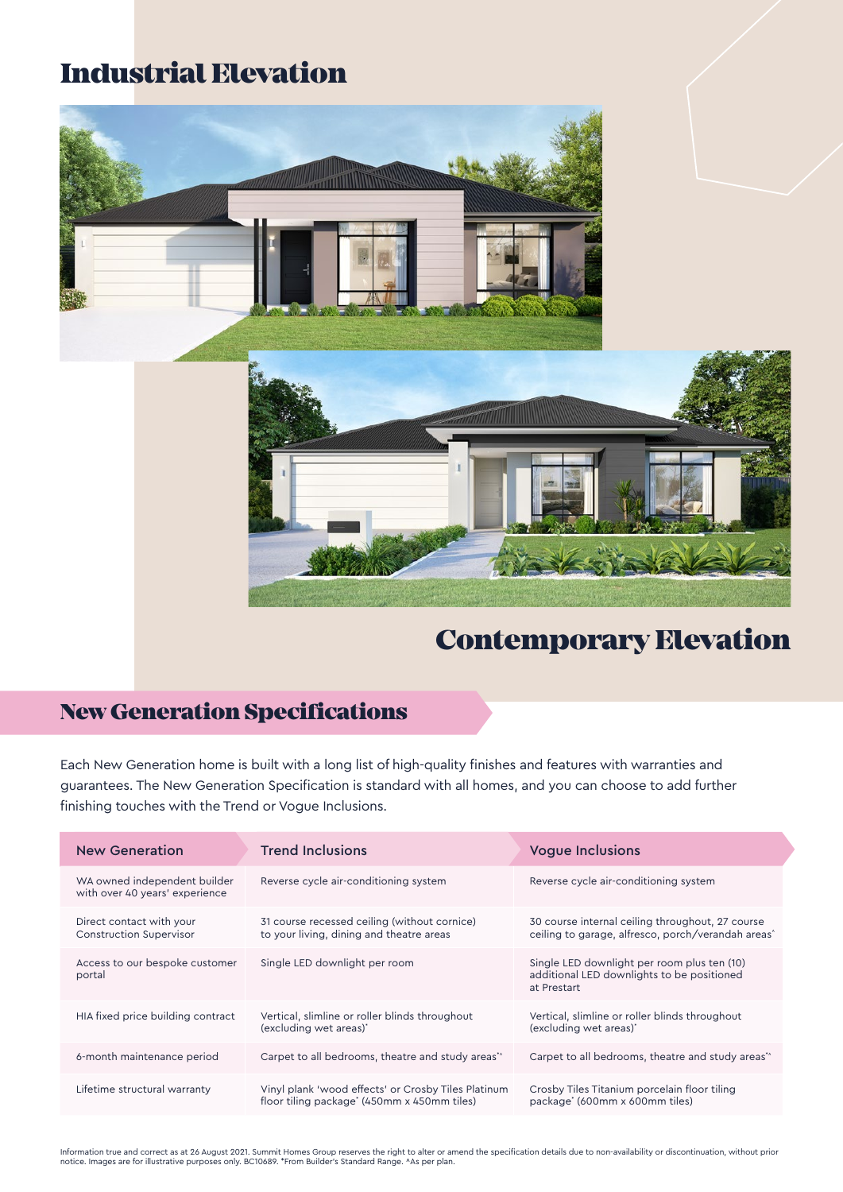# Industrial Elevation

# Contemporary Elevation

## New Generation Specifications

Each New Generation home is built with a long list of high-quality finishes and features with warranties and guarantees. The New Generation Specification is standard with all homes, and you can choose to add further finishing touches with the Trend or Vogue Inclusions.

| New Generation | Trend Inclusions | Vogue Inclusions |
|---|---|---|
| WA owned independent builder with over 40 years' experience | Reverse cycle air-conditioning system | Reverse cycle air-conditioning system |
| Direct contact with your Construction Supervisor | 31 course recessed ceiling (without cornice) to your living, dining and theatre areas | 30 course internal ceiling throughout, 27 course ceiling to garage, alfresco, porch/verandah areas^ |
| Access to our bespoke customer portal | Single LED downlight per room | Single LED downlight per room plus ten (10) additional LED downlights to be positioned at Prestart |
| HIA fixed price building contract | Vertical, slimline or roller blinds throughout (excluding wet areas)* | Vertical, slimline or roller blinds throughout (excluding wet areas)* |
| 6-month maintenance period | Carpet to all bedrooms, theatre and study areas*^ | Carpet to all bedrooms, theatre and study areas*^ |
| Lifetime structural warranty | Vinyl plank 'wood effects' or Crosby Tiles Platinum floor tiling package* (450mm x 450mm tiles) | Crosby Tiles Titanium porcelain floor tiling package* (600mm x 600mm tiles) |

Information true and correct as at 26 August 2021. Summit Homes Group reserves the right to alter or amend the specification details due to non-availability or discontinuation, without prior notice. Images are for illustrative purposes only. BC10689. *From Builder's Standard Range. ^As per plan.